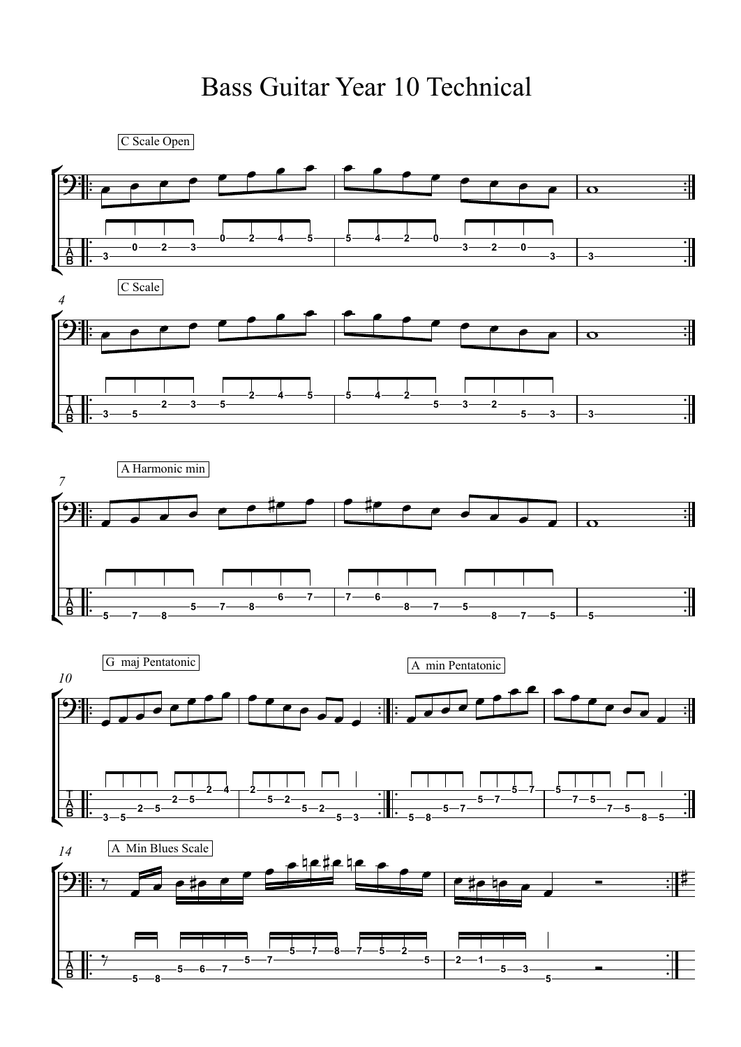# Bass Guitar Year 10 Technical

C Scale Open

4

C Scale

7

A Harmonic min

10

G maj Pentatonic

A min Pentatonic

14

A Min Blues Scale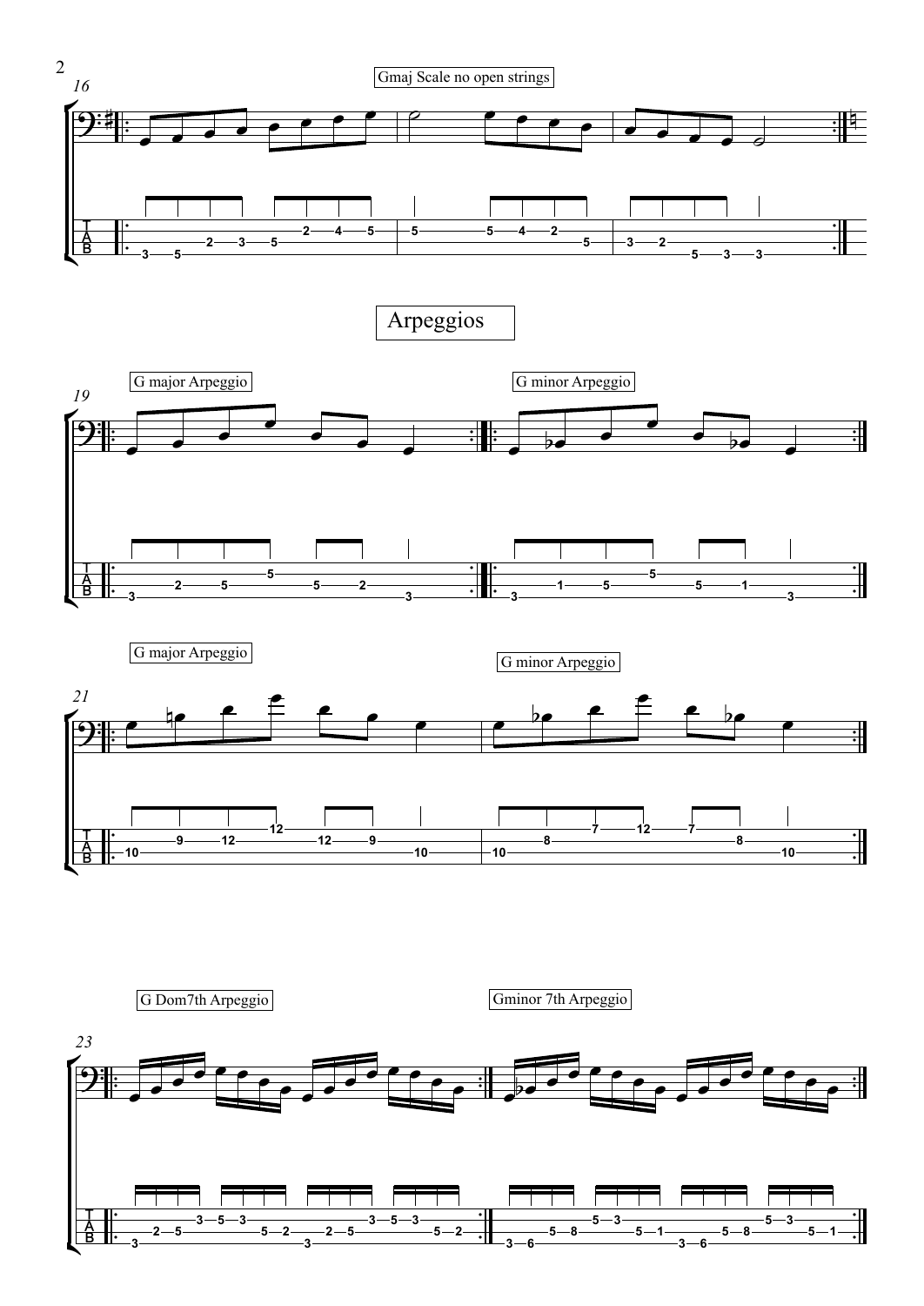Gmaj Scale no open strings

# Arpeggios

G major Arpeggio

G minor Arpeggio

G major Arpeggio

G minor Arpeggio

G Dom7th Arpeggio

Gminor 7th Arpeggio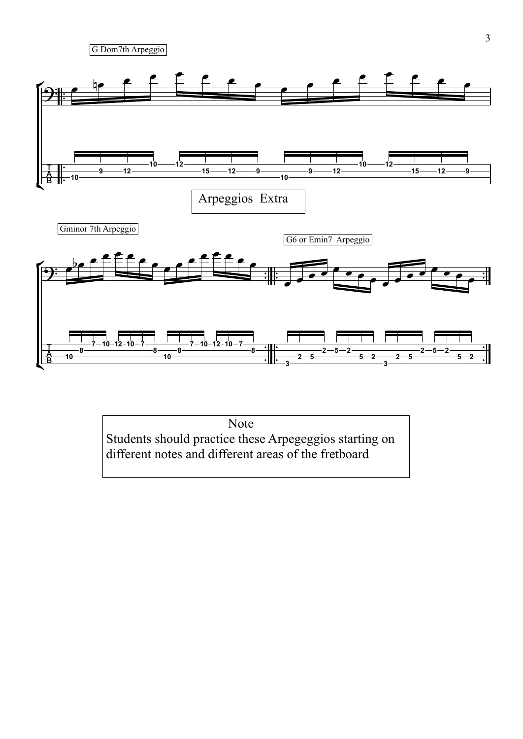G Dom7th Arpeggio

Arpeggios Extra

Gminor 7th Arpeggio

G6 or Emin7 Arpeggio

Note
Students should practice these Arpegeggios starting on different notes and different areas of the fretboard